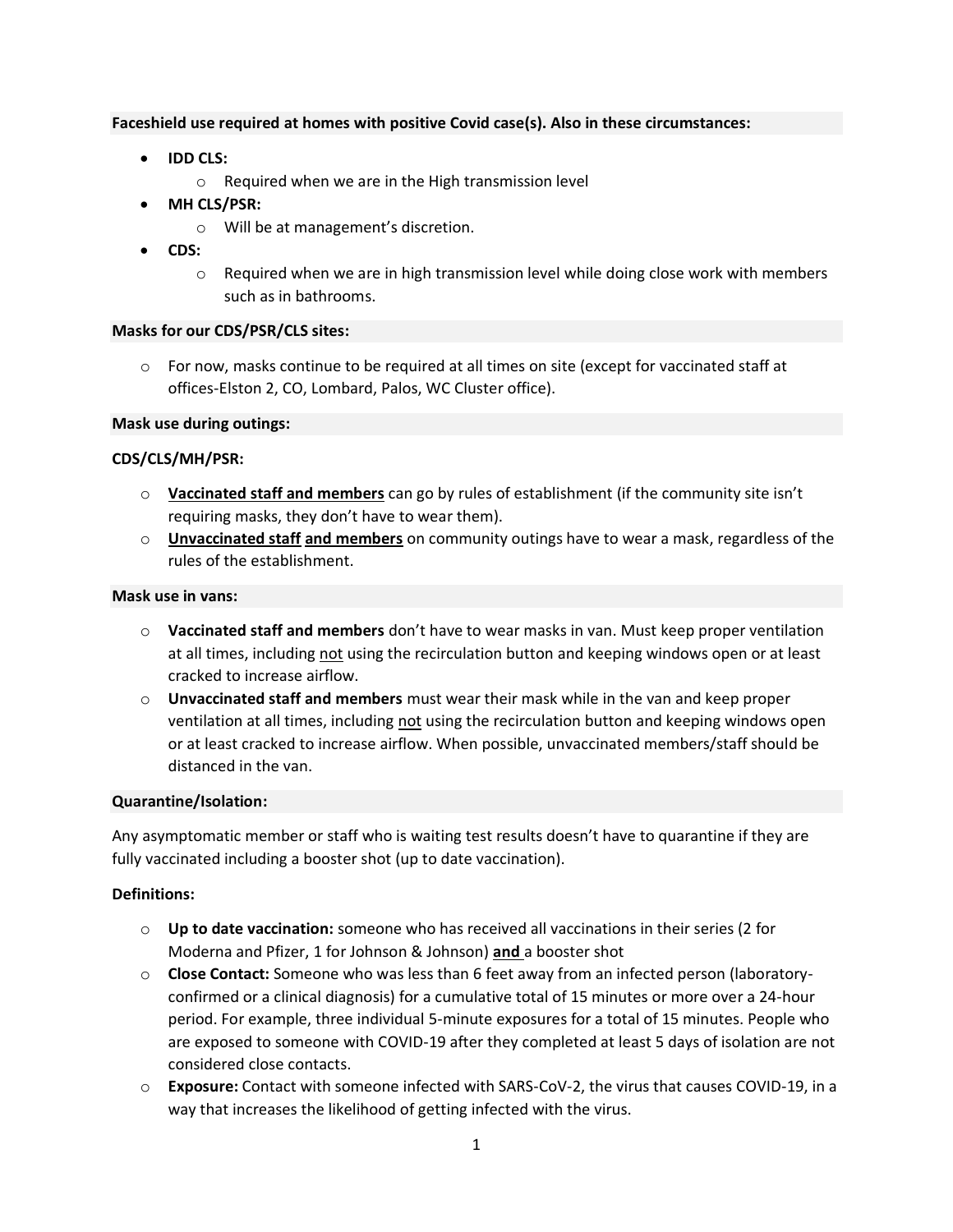**Faceshield use required at homes with positive Covid case(s). Also in these circumstances:**

- **IDD CLS:**
  - Required when we are in the High transmission level
- **MH CLS/PSR:**
  - Will be at management's discretion.
- **CDS:**
  - Required when we are in high transmission level while doing close work with members such as in bathrooms.

**Masks for our CDS/PSR/CLS sites:**

- For now, masks continue to be required at all times on site (except for vaccinated staff at offices-Elston 2, CO, Lombard, Palos, WC Cluster office).

**Mask use during outings:**

**CDS/CLS/MH/PSR:**

- **<u>Vaccinated staff and members</u>** can go by rules of establishment (if the community site isn't requiring masks, they don't have to wear them).
- **<u>Unvaccinated staff</u> <u>and members</u>** on community outings have to wear a mask, regardless of the rules of the establishment.

**Mask use in vans:**

- **Vaccinated staff and members** don't have to wear masks in van. Must keep proper ventilation at all times, including <u>not</u> using the recirculation button and keeping windows open or at least cracked to increase airflow.
- **Unvaccinated staff and members** must wear their mask while in the van and keep proper ventilation at all times, including <u>not</u> using the recirculation button and keeping windows open or at least cracked to increase airflow. When possible, unvaccinated members/staff should be distanced in the van.

**Quarantine/Isolation:**

Any asymptomatic member or staff who is waiting test results doesn't have to quarantine if they are fully vaccinated including a booster shot (up to date vaccination).

**Definitions:**

- **Up to date vaccination:** someone who has received all vaccinations in their series (2 for Moderna and Pfizer, 1 for Johnson & Johnson) **<u>and</u>** a booster shot
- **Close Contact:** Someone who was less than 6 feet away from an infected person (laboratory-confirmed or a clinical diagnosis) for a cumulative total of 15 minutes or more over a 24-hour period. For example, three individual 5-minute exposures for a total of 15 minutes. People who are exposed to someone with COVID-19 after they completed at least 5 days of isolation are not considered close contacts.
- **Exposure:** Contact with someone infected with SARS-CoV-2, the virus that causes COVID-19, in a way that increases the likelihood of getting infected with the virus.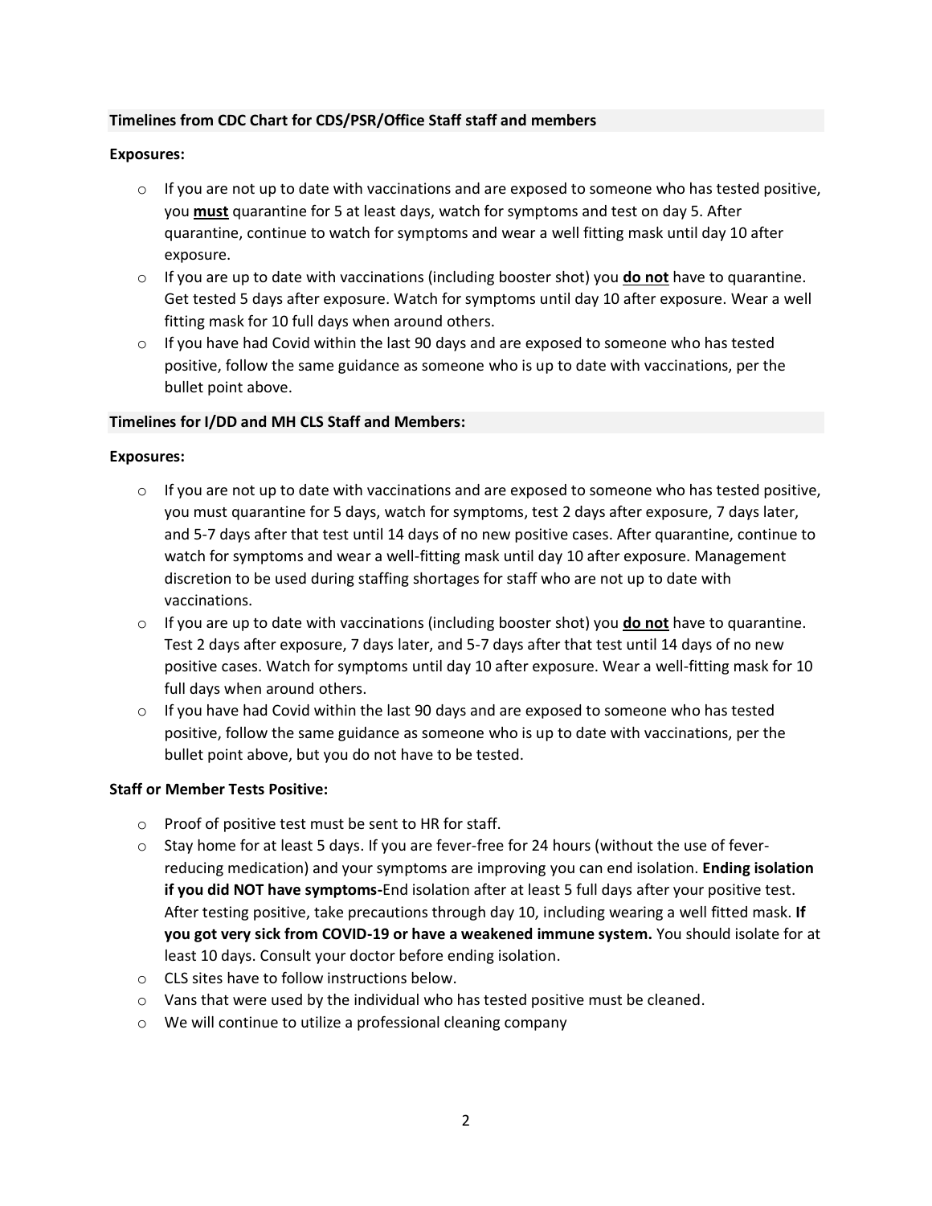## Timelines from CDC Chart for CDS/PSR/Office Staff staff and members

**Exposures:**

- If you are not up to date with vaccinations and are exposed to someone who has tested positive, you **<u>must</u>** quarantine for 5 at least days, watch for symptoms and test on day 5. After quarantine, continue to watch for symptoms and wear a well fitting mask until day 10 after exposure.
- If you are up to date with vaccinations (including booster shot) you **<u>do not</u>** have to quarantine. Get tested 5 days after exposure. Watch for symptoms until day 10 after exposure. Wear a well fitting mask for 10 full days when around others.
- If you have had Covid within the last 90 days and are exposed to someone who has tested positive, follow the same guidance as someone who is up to date with vaccinations, per the bullet point above.

## Timelines for I/DD and MH CLS Staff and Members:

**Exposures:**

- If you are not up to date with vaccinations and are exposed to someone who has tested positive, you must quarantine for 5 days, watch for symptoms, test 2 days after exposure, 7 days later, and 5-7 days after that test until 14 days of no new positive cases. After quarantine, continue to watch for symptoms and wear a well-fitting mask until day 10 after exposure. Management discretion to be used during staffing shortages for staff who are not up to date with vaccinations.
- If you are up to date with vaccinations (including booster shot) you **<u>do not</u>** have to quarantine. Test 2 days after exposure, 7 days later, and 5-7 days after that test until 14 days of no new positive cases. Watch for symptoms until day 10 after exposure. Wear a well-fitting mask for 10 full days when around others.
- If you have had Covid within the last 90 days and are exposed to someone who has tested positive, follow the same guidance as someone who is up to date with vaccinations, per the bullet point above, but you do not have to be tested.

**Staff or Member Tests Positive:**

- Proof of positive test must be sent to HR for staff.
- Stay home for at least 5 days. If you are fever-free for 24 hours (without the use of fever-reducing medication) and your symptoms are improving you can end isolation. **Ending isolation if you did NOT have symptoms-**End isolation after at least 5 full days after your positive test. After testing positive, take precautions through day 10, including wearing a well fitted mask. **If you got very sick from COVID-19 or have a weakened immune system.** You should isolate for at least 10 days. Consult your doctor before ending isolation.
- CLS sites have to follow instructions below.
- Vans that were used by the individual who has tested positive must be cleaned.
- We will continue to utilize a professional cleaning company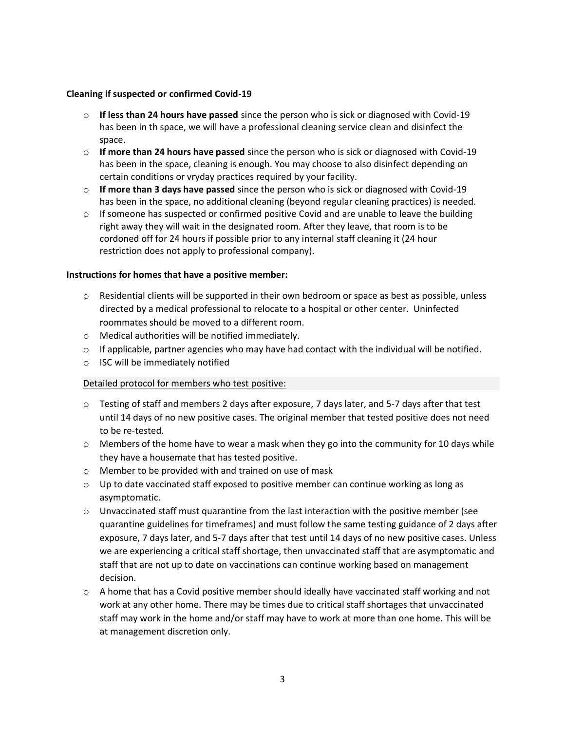**Cleaning if suspected or confirmed Covid-19**

- **If less than 24 hours have passed** since the person who is sick or diagnosed with Covid-19 has been in th space, we will have a professional cleaning service clean and disinfect the space.
- **If more than 24 hours have passed** since the person who is sick or diagnosed with Covid-19 has been in the space, cleaning is enough. You may choose to also disinfect depending on certain conditions or vryday practices required by your facility.
- **If more than 3 days have passed** since the person who is sick or diagnosed with Covid-19 has been in the space, no additional cleaning (beyond regular cleaning practices) is needed.
- If someone has suspected or confirmed positive Covid and are unable to leave the building right away they will wait in the designated room. After they leave, that room is to be cordoned off for 24 hours if possible prior to any internal staff cleaning it (24 hour restriction does not apply to professional company).

**Instructions for homes that have a positive member:**

- Residential clients will be supported in their own bedroom or space as best as possible, unless directed by a medical professional to relocate to a hospital or other center. Uninfected roommates should be moved to a different room.
- Medical authorities will be notified immediately.
- If applicable, partner agencies who may have had contact with the individual will be notified.
- ISC will be immediately notified

<u>Detailed protocol for members who test positive:</u>

- Testing of staff and members 2 days after exposure, 7 days later, and 5-7 days after that test until 14 days of no new positive cases. The original member that tested positive does not need to be re-tested.
- Members of the home have to wear a mask when they go into the community for 10 days while they have a housemate that has tested positive.
- Member to be provided with and trained on use of mask
- Up to date vaccinated staff exposed to positive member can continue working as long as asymptomatic.
- Unvaccinated staff must quarantine from the last interaction with the positive member (see quarantine guidelines for timeframes) and must follow the same testing guidance of 2 days after exposure, 7 days later, and 5-7 days after that test until 14 days of no new positive cases. Unless we are experiencing a critical staff shortage, then unvaccinated staff that are asymptomatic and staff that are not up to date on vaccinations can continue working based on management decision.
- A home that has a Covid positive member should ideally have vaccinated staff working and not work at any other home. There may be times due to critical staff shortages that unvaccinated staff may work in the home and/or staff may have to work at more than one home. This will be at management discretion only.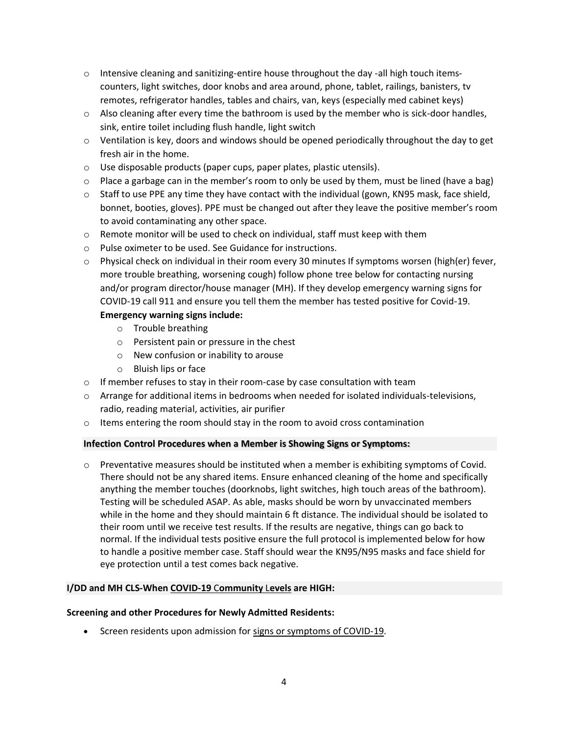- Intensive cleaning and sanitizing-entire house throughout the day -all high touch items- counters, light switches, door knobs and area around, phone, tablet, railings, banisters, tv remotes, refrigerator handles, tables and chairs, van, keys (especially med cabinet keys)
- Also cleaning after every time the bathroom is used by the member who is sick-door handles, sink, entire toilet including flush handle, light switch
- Ventilation is key, doors and windows should be opened periodically throughout the day to get fresh air in the home.
- Use disposable products (paper cups, paper plates, plastic utensils).
- Place a garbage can in the member's room to only be used by them, must be lined (have a bag)
- Staff to use PPE any time they have contact with the individual (gown, KN95 mask, face shield, bonnet, booties, gloves). PPE must be changed out after they leave the positive member's room to avoid contaminating any other space.
- Remote monitor will be used to check on individual, staff must keep with them
- Pulse oximeter to be used. See Guidance for instructions.
- Physical check on individual in their room every 30 minutes If symptoms worsen (high(er) fever, more trouble breathing, worsening cough) follow phone tree below for contacting nursing and/or program director/house manager (MH). If they develop emergency warning signs for COVID-19 call 911 and ensure you tell them the member has tested positive for Covid-19.
  **Emergency warning signs include:**
    - Trouble breathing
    - Persistent pain or pressure in the chest
    - New confusion or inability to arouse
    - Bluish lips or face
- If member refuses to stay in their room-case by case consultation with team
- Arrange for additional items in bedrooms when needed for isolated individuals-televisions, radio, reading material, activities, air purifier
- Items entering the room should stay in the room to avoid cross contamination

**Infection Control Procedures when a Member is Showing Signs or Symptoms:**

- Preventative measures should be instituted when a member is exhibiting symptoms of Covid. There should not be any shared items. Ensure enhanced cleaning of the home and specifically anything the member touches (doorknobs, light switches, high touch areas of the bathroom). Testing will be scheduled ASAP. As able, masks should be worn by unvaccinated members while in the home and they should maintain 6 ft distance. The individual should be isolated to their room until we receive test results. If the results are negative, things can go back to normal. If the individual tests positive ensure the full protocol is implemented below for how to handle a positive member case. Staff should wear the KN95/N95 masks and face shield for eye protection until a test comes back negative.

**I/DD and MH CLS-When COVID-19 Community Levels are HIGH:**

**Screening and other Procedures for Newly Admitted Residents:**

- Screen residents upon admission for signs or symptoms of COVID-19.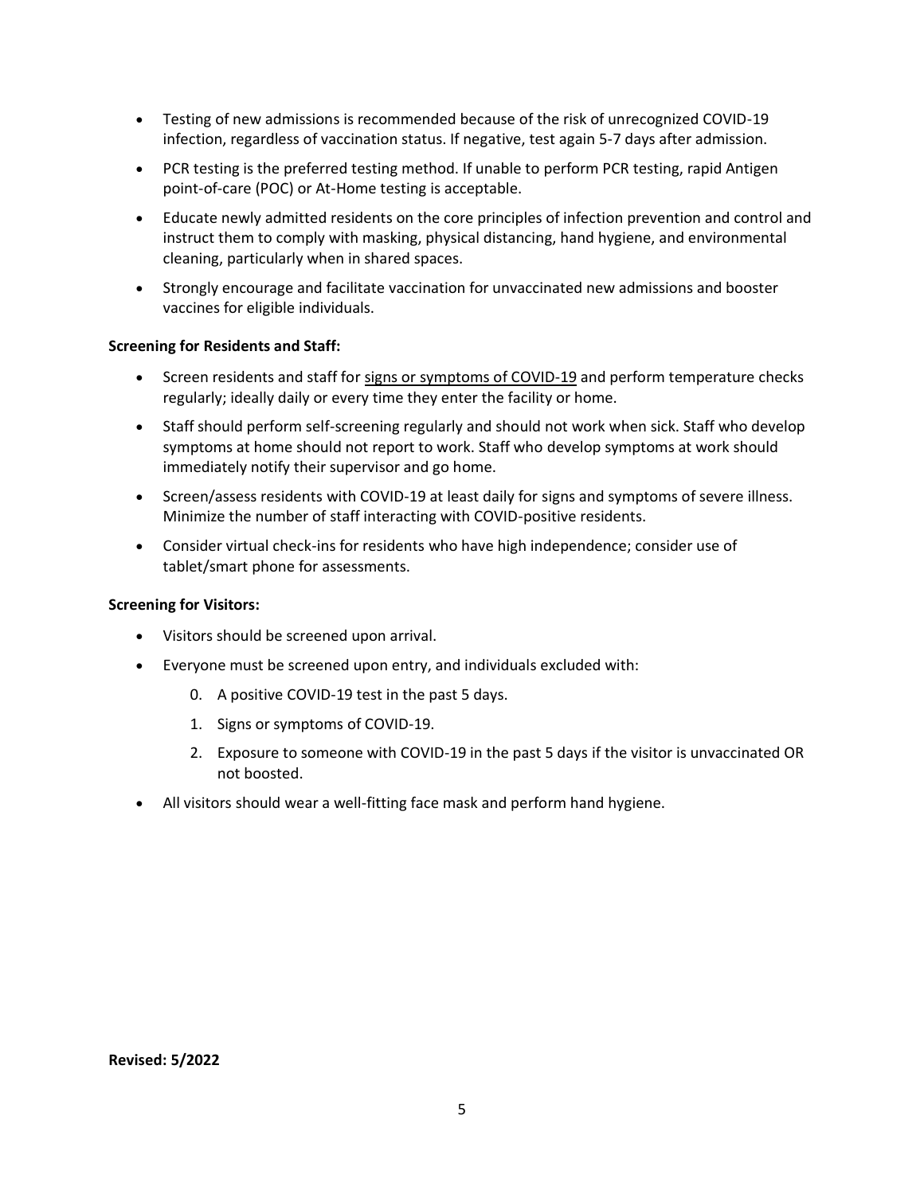- Testing of new admissions is recommended because of the risk of unrecognized COVID-19 infection, regardless of vaccination status. If negative, test again 5-7 days after admission.
- PCR testing is the preferred testing method. If unable to perform PCR testing, rapid Antigen point-of-care (POC) or At-Home testing is acceptable.
- Educate newly admitted residents on the core principles of infection prevention and control and instruct them to comply with masking, physical distancing, hand hygiene, and environmental cleaning, particularly when in shared spaces.
- Strongly encourage and facilitate vaccination for unvaccinated new admissions and booster vaccines for eligible individuals.

**Screening for Residents and Staff:**

- Screen residents and staff for signs or symptoms of COVID-19 and perform temperature checks regularly; ideally daily or every time they enter the facility or home.
- Staff should perform self-screening regularly and should not work when sick. Staff who develop symptoms at home should not report to work. Staff who develop symptoms at work should immediately notify their supervisor and go home.
- Screen/assess residents with COVID-19 at least daily for signs and symptoms of severe illness. Minimize the number of staff interacting with COVID-positive residents.
- Consider virtual check-ins for residents who have high independence; consider use of tablet/smart phone for assessments.

**Screening for Visitors:**

- Visitors should be screened upon arrival.
- Everyone must be screened upon entry, and individuals excluded with:
  0. A positive COVID-19 test in the past 5 days.
  1. Signs or symptoms of COVID-19.
  2. Exposure to someone with COVID-19 in the past 5 days if the visitor is unvaccinated OR not boosted.
- All visitors should wear a well-fitting face mask and perform hand hygiene.

**Revised: 5/2022**